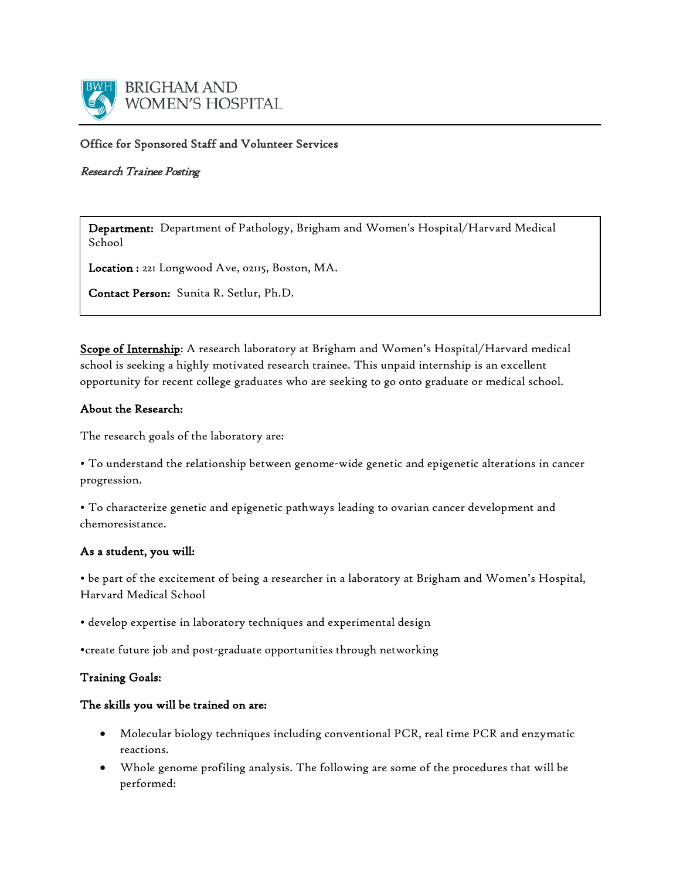BRIGHAM AND WOMEN'S HOSPITAL

Office for Sponsored Staff and Volunteer Services

*Research Trainee Posting*

**Department:** Department of Pathology, Brigham and Women's Hospital/Harvard Medical School

**Location :** 221 Longwood Ave, 02115, Boston, MA.

**Contact Person:** Sunita R. Setlur, Ph.D.

**Scope of Internship**: A research laboratory at Brigham and Women's Hospital/Harvard medical school is seeking a highly motivated research trainee. This unpaid internship is an excellent opportunity for recent college graduates who are seeking to go onto graduate or medical school.

**About the Research:**

The research goals of the laboratory are:

• To understand the relationship between genome-wide genetic and epigenetic alterations in cancer progression.

• To characterize genetic and epigenetic pathways leading to ovarian cancer development and chemoresistance.

**As a student, you will:**

• be part of the excitement of being a researcher in a laboratory at Brigham and Women's Hospital, Harvard Medical School

• develop expertise in laboratory techniques and experimental design

•create future job and post-graduate opportunities through networking

**Training Goals:**

**The skills you will be trained on are:**

- Molecular biology techniques including conventional PCR, real time PCR and enzymatic reactions.
- Whole genome profiling analysis. The following are some of the procedures that will be performed: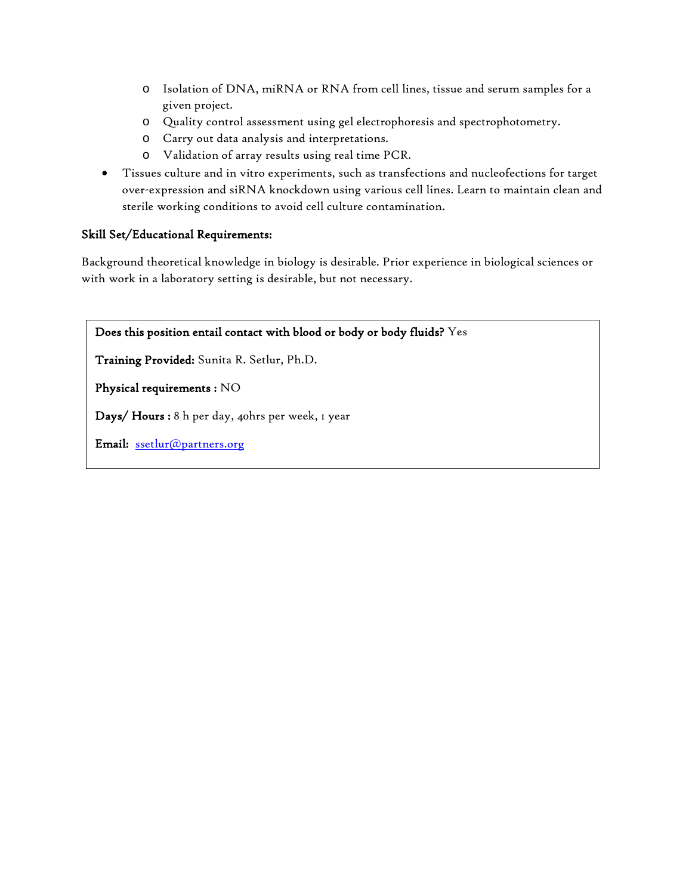- Isolation of DNA, miRNA or RNA from cell lines, tissue and serum samples for a given project.
  - Quality control assessment using gel electrophoresis and spectrophotometry.
  - Carry out data analysis and interpretations.
  - Validation of array results using real time PCR.
- Tissues culture and in vitro experiments, such as transfections and nucleofections for target over-expression and siRNA knockdown using various cell lines. Learn to maintain clean and sterile working conditions to avoid cell culture contamination.

**Skill Set/Educational Requirements:**

Background theoretical knowledge in biology is desirable. Prior experience in biological sciences or with work in a laboratory setting is desirable, but not necessary.

**Does this position entail contact with blood or body or body fluids?** Yes

**Training Provided:** Sunita R. Setlur, Ph.D.

**Physical requirements :** NO

**Days/ Hours :** 8 h per day, 40hrs per week, 1 year

**Email:** ssetlur@partners.org